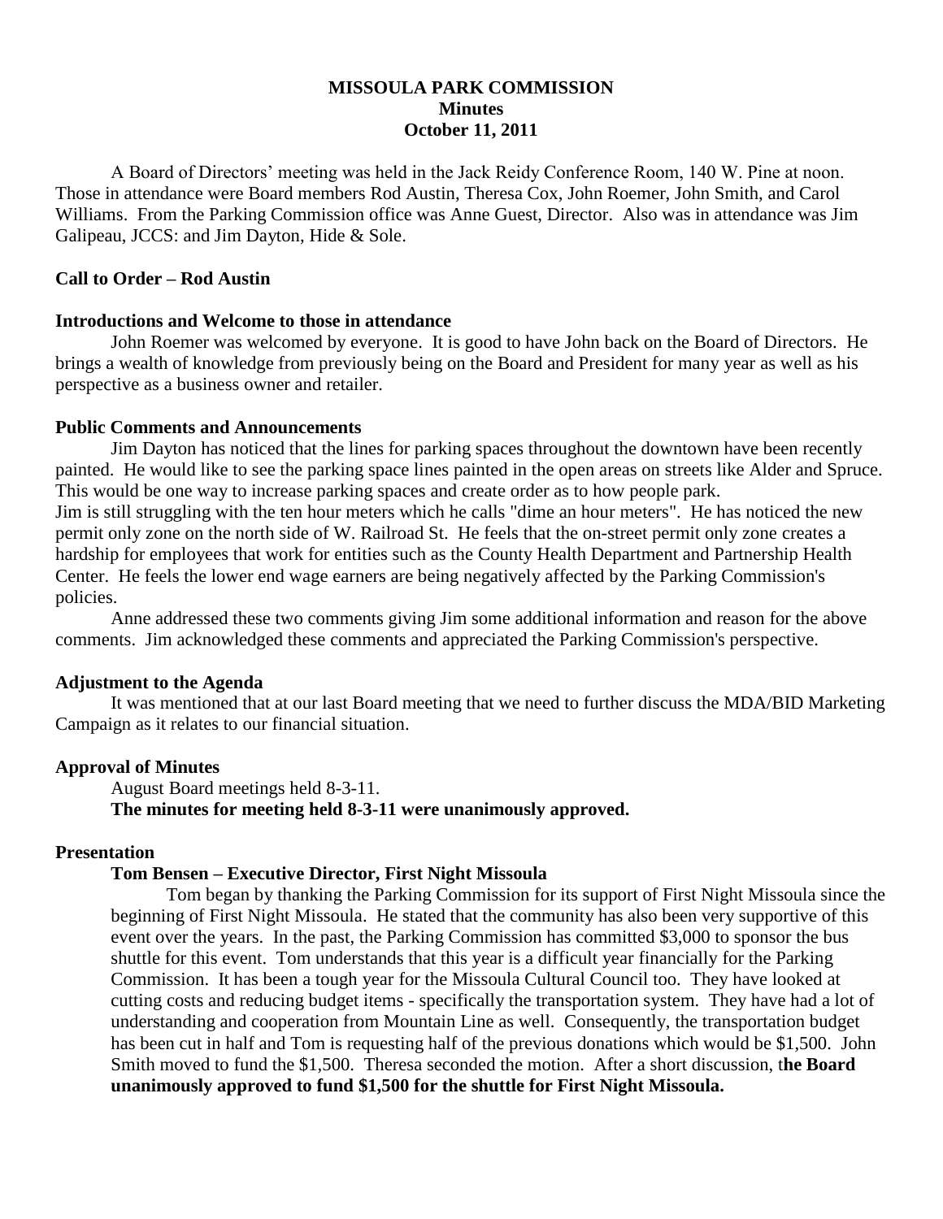# MISSOULA PARK COMMISSION
## Minutes
## October 11, 2011

A Board of Directors' meeting was held in the Jack Reidy Conference Room, 140 W. Pine at noon. Those in attendance were Board members Rod Austin, Theresa Cox, John Roemer, John Smith, and Carol Williams. From the Parking Commission office was Anne Guest, Director. Also was in attendance was Jim Galipeau, JCCS: and Jim Dayton, Hide & Sole.

**Call to Order – Rod Austin**

**Introductions and Welcome to those in attendance**

John Roemer was welcomed by everyone. It is good to have John back on the Board of Directors. He brings a wealth of knowledge from previously being on the Board and President for many year as well as his perspective as a business owner and retailer.

**Public Comments and Announcements**

Jim Dayton has noticed that the lines for parking spaces throughout the downtown have been recently painted. He would like to see the parking space lines painted in the open areas on streets like Alder and Spruce. This would be one way to increase parking spaces and create order as to how people park.
Jim is still struggling with the ten hour meters which he calls "dime an hour meters". He has noticed the new permit only zone on the north side of W. Railroad St. He feels that the on-street permit only zone creates a hardship for employees that work for entities such as the County Health Department and Partnership Health Center. He feels the lower end wage earners are being negatively affected by the Parking Commission's policies.

Anne addressed these two comments giving Jim some additional information and reason for the above comments. Jim acknowledged these comments and appreciated the Parking Commission's perspective.

**Adjustment to the Agenda**

It was mentioned that at our last Board meeting that we need to further discuss the MDA/BID Marketing Campaign as it relates to our financial situation.

**Approval of Minutes**

August Board meetings held 8-3-11.
**The minutes for meeting held 8-3-11 were unanimously approved.**

**Presentation**

**Tom Bensen – Executive Director, First Night Missoula**

Tom began by thanking the Parking Commission for its support of First Night Missoula since the beginning of First Night Missoula. He stated that the community has also been very supportive of this event over the years. In the past, the Parking Commission has committed $3,000 to sponsor the bus shuttle for this event. Tom understands that this year is a difficult year financially for the Parking Commission. It has been a tough year for the Missoula Cultural Council too. They have looked at cutting costs and reducing budget items - specifically the transportation system. They have had a lot of understanding and cooperation from Mountain Line as well. Consequently, the transportation budget has been cut in half and Tom is requesting half of the previous donations which would be $1,500. John Smith moved to fund the $1,500. Theresa seconded the motion. After a short discussion, t**he Board unanimously approved to fund $1,500 for the shuttle for First Night Missoula.**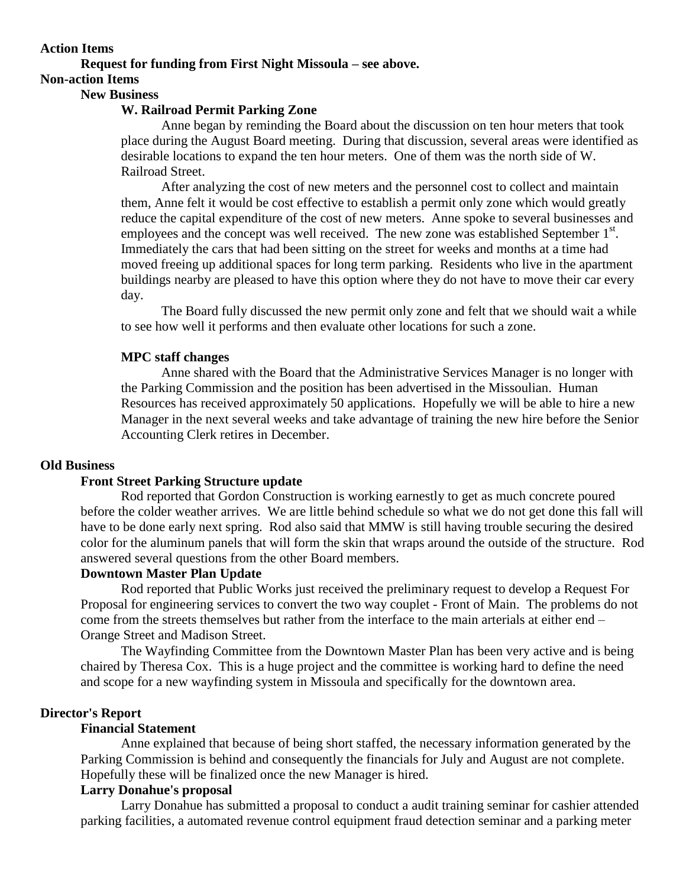**Action Items**

**Request for funding from First Night Missoula – see above.**

**Non-action Items**

**New Business**

**W. Railroad Permit Parking Zone**

Anne began by reminding the Board about the discussion on ten hour meters that took place during the August Board meeting. During that discussion, several areas were identified as desirable locations to expand the ten hour meters. One of them was the north side of W. Railroad Street.

After analyzing the cost of new meters and the personnel cost to collect and maintain them, Anne felt it would be cost effective to establish a permit only zone which would greatly reduce the capital expenditure of the cost of new meters. Anne spoke to several businesses and employees and the concept was well received. The new zone was established September 1st. Immediately the cars that had been sitting on the street for weeks and months at a time had moved freeing up additional spaces for long term parking. Residents who live in the apartment buildings nearby are pleased to have this option where they do not have to move their car every day.

The Board fully discussed the new permit only zone and felt that we should wait a while to see how well it performs and then evaluate other locations for such a zone.

**MPC staff changes**

Anne shared with the Board that the Administrative Services Manager is no longer with the Parking Commission and the position has been advertised in the Missoulian. Human Resources has received approximately 50 applications. Hopefully we will be able to hire a new Manager in the next several weeks and take advantage of training the new hire before the Senior Accounting Clerk retires in December.

**Old Business**

**Front Street Parking Structure update**

Rod reported that Gordon Construction is working earnestly to get as much concrete poured before the colder weather arrives. We are little behind schedule so what we do not get done this fall will have to be done early next spring. Rod also said that MMW is still having trouble securing the desired color for the aluminum panels that will form the skin that wraps around the outside of the structure. Rod answered several questions from the other Board members.

**Downtown Master Plan Update**

Rod reported that Public Works just received the preliminary request to develop a Request For Proposal for engineering services to convert the two way couplet - Front of Main. The problems do not come from the streets themselves but rather from the interface to the main arterials at either end – Orange Street and Madison Street.

The Wayfinding Committee from the Downtown Master Plan has been very active and is being chaired by Theresa Cox. This is a huge project and the committee is working hard to define the need and scope for a new wayfinding system in Missoula and specifically for the downtown area.

**Director's Report**

**Financial Statement**

Anne explained that because of being short staffed, the necessary information generated by the Parking Commission is behind and consequently the financials for July and August are not complete. Hopefully these will be finalized once the new Manager is hired.

**Larry Donahue's proposal**

Larry Donahue has submitted a proposal to conduct a audit training seminar for cashier attended parking facilities, a automated revenue control equipment fraud detection seminar and a parking meter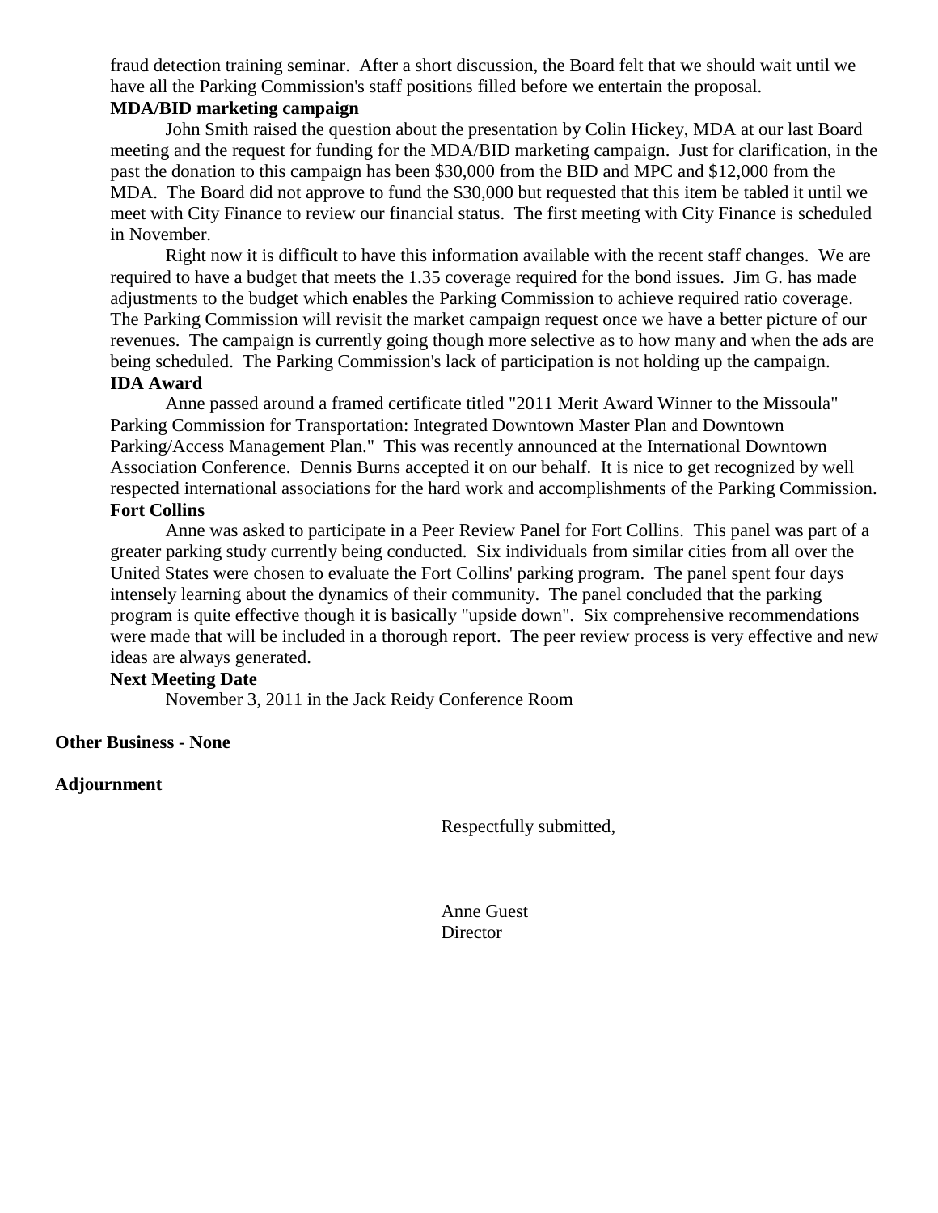fraud detection training seminar. After a short discussion, the Board felt that we should wait until we have all the Parking Commission's staff positions filled before we entertain the proposal.

**MDA/BID marketing campaign**

John Smith raised the question about the presentation by Colin Hickey, MDA at our last Board meeting and the request for funding for the MDA/BID marketing campaign. Just for clarification, in the past the donation to this campaign has been $30,000 from the BID and MPC and $12,000 from the MDA. The Board did not approve to fund the $30,000 but requested that this item be tabled it until we meet with City Finance to review our financial status. The first meeting with City Finance is scheduled in November.

Right now it is difficult to have this information available with the recent staff changes. We are required to have a budget that meets the 1.35 coverage required for the bond issues. Jim G. has made adjustments to the budget which enables the Parking Commission to achieve required ratio coverage. The Parking Commission will revisit the market campaign request once we have a better picture of our revenues. The campaign is currently going though more selective as to how many and when the ads are being scheduled. The Parking Commission's lack of participation is not holding up the campaign.

**IDA Award**

Anne passed around a framed certificate titled "2011 Merit Award Winner to the Missoula" Parking Commission for Transportation: Integrated Downtown Master Plan and Downtown Parking/Access Management Plan." This was recently announced at the International Downtown Association Conference. Dennis Burns accepted it on our behalf. It is nice to get recognized by well respected international associations for the hard work and accomplishments of the Parking Commission.

**Fort Collins**

Anne was asked to participate in a Peer Review Panel for Fort Collins. This panel was part of a greater parking study currently being conducted. Six individuals from similar cities from all over the United States were chosen to evaluate the Fort Collins' parking program. The panel spent four days intensely learning about the dynamics of their community. The panel concluded that the parking program is quite effective though it is basically "upside down". Six comprehensive recommendations were made that will be included in a thorough report. The peer review process is very effective and new ideas are always generated.

**Next Meeting Date**

November 3, 2011 in the Jack Reidy Conference Room

**Other Business - None**

**Adjournment**

Respectfully submitted,

Anne Guest
Director